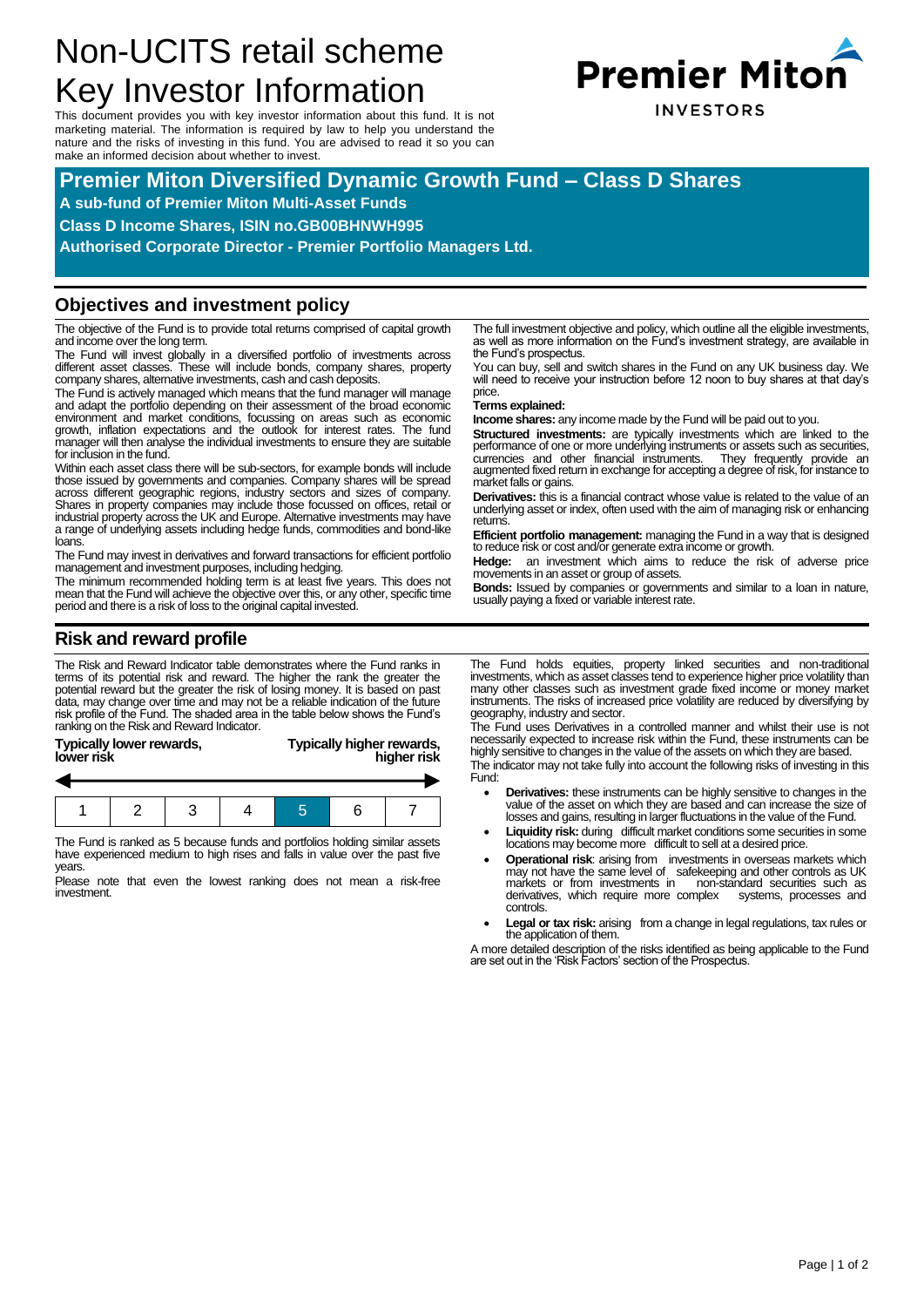# Non-UCITS retail scheme Key Investor Information

This document provides you with key investor information about this fund. It is not marketing material. The information is required by law to help you understand the nature and the risks of investing in this fund. You are advised to read it so you can make an informed decision about whether to invest.

**Premier Miton INVESTORS**

## Premier Miton Diversified Dynamic Growth Fund – Class D Shares

**A sub-fund of Premier Miton Multi-Asset Funds**

**Class D Income Shares, ISIN no.GB00BHNWH995**

**Authorised Corporate Director - Premier Portfolio Managers Ltd.**

## Objectives and investment policy

The objective of the Fund is to provide total returns comprised of capital growth and income over the long term.

The Fund will invest globally in a diversified portfolio of investments across different asset classes. These will include bonds, company shares, property company shares, alternative investments, cash and cash deposits.

The Fund is actively managed which means that the fund manager will manage and adapt the portfolio depending on their assessment of the broad economic environment and market conditions, focussing on areas such as economic growth, inflation expectations and the outlook for interest rates. The fund manager will then analyse the individual investments to ensure they are suitable for inclusion in the fund.

Within each asset class there will be sub-sectors, for example bonds will include those issued by governments and companies. Company shares will be spread across different geographic regions, industry sectors and sizes of company. Shares in property companies may include those focussed on offices, retail or industrial property across the UK and Europe. Alternative investments may have a range of underlying assets including hedge funds, commodities and bond-like loans.

The Fund may invest in derivatives and forward transactions for efficient portfolio management and investment purposes, including hedging.

The minimum recommended holding term is at least five years. This does not mean that the Fund will achieve the objective over this, or any other, specific time period and there is a risk of loss to the original capital invested.

The full investment objective and policy, which outline all the eligible investments, as well as more information on the Fund's investment strategy, are available in the Fund's prospectus.

You can buy, sell and switch shares in the Fund on any UK business day. We will need to receive your instruction before 12 noon to buy shares at that day's price.

**Terms explained:**

**Income shares:** any income made by the Fund will be paid out to you.

**Structured investments:** are typically investments which are linked to the performance of one or more underlying instruments or assets such as securities, currencies and other financial instruments. They frequently provide an augmented fixed return in exchange for accepting a degree of risk, for instance to market falls or gains.

**Derivatives:** this is a financial contract whose value is related to the value of an underlying asset or index, often used with the aim of managing risk or enhancing returns.

**Efficient portfolio management:** managing the Fund in a way that is designed to reduce risk or cost and/or generate extra income or growth.

**Hedge:** an investment which aims to reduce the risk of adverse price movements in an asset or group of assets.

**Bonds:** Issued by companies or governments and similar to a loan in nature, usually paying a fixed or variable interest rate.

## Risk and reward profile

The Risk and Reward Indicator table demonstrates where the Fund ranks in terms of its potential risk and reward. The higher the rank the greater the potential reward but the greater the risk of losing money. It is based on past data, may change over time and may not be a reliable indication of the future risk profile of the Fund. The shaded area in the table below shows the Fund's ranking on the Risk and Reward Indicator.

| Typically lower rewards, lower risk | | | | | | Typically higher rewards, higher risk |
|---|---|---|---|---|---|---|
| 1 | 2 | 3 | 4 | **5** | 6 | 7 |

The Fund is ranked as 5 because funds and portfolios holding similar assets have experienced medium to high rises and falls in value over the past five years.

Please note that even the lowest ranking does not mean a risk-free investment.

The Fund holds equities, property linked securities and non-traditional investments, which as asset classes tend to experience higher price volatility than many other classes such as investment grade fixed income or money market instruments. The risks of increased price volatility are reduced by diversifying by geography, industry and sector.

The Fund uses Derivatives in a controlled manner and whilst their use is not necessarily expected to increase risk within the Fund, these instruments can be highly sensitive to changes in the value of the assets on which they are based.

The indicator may not take fully into account the following risks of investing in this Fund:

- **Derivatives:** these instruments can be highly sensitive to changes in the value of the asset on which they are based and can increase the size of losses and gains, resulting in larger fluctuations in the value of the Fund.
- **Liquidity risk:** during difficult market conditions some securities in some locations may become more difficult to sell at a desired price.
- **Operational risk**: arising from investments in overseas markets which may not have the same level of safekeeping and other controls as UK markets or from investments in non-standard securities such as derivatives, which require more complex systems, processes and controls.
- **Legal or tax risk:** arising from a change in legal regulations, tax rules or the application of them.

A more detailed description of the risks identified as being applicable to the Fund are set out in the 'Risk Factors' section of the Prospectus.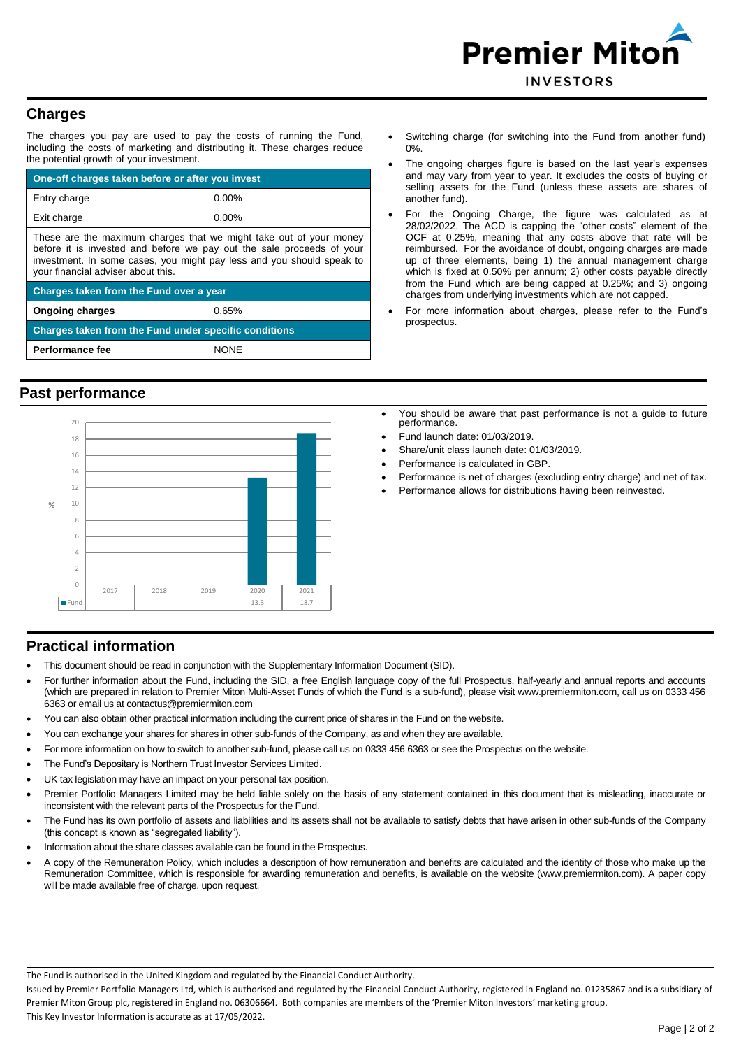Premier Miton INVESTORS

## Charges

The charges you pay are used to pay the costs of running the Fund, including the costs of marketing and distributing it. These charges reduce the potential growth of your investment.

| One-off charges taken before or after you invest | |
|---|---|
| Entry charge | 0.00% |
| Exit charge | 0.00% |
| These are the maximum charges that we might take out of your money before it is invested and before we pay out the sale proceeds of your investment. In some cases, you might pay less and you should speak to your financial adviser about this. | |
| **Charges taken from the Fund over a year** | |
| **Ongoing charges** | 0.65% |
| **Charges taken from the Fund under specific conditions** | |
| **Performance fee** | NONE |

- Switching charge (for switching into the Fund from another fund) 0%.
- The ongoing charges figure is based on the last year's expenses and may vary from year to year. It excludes the costs of buying or selling assets for the Fund (unless these assets are shares of another fund).
- For the Ongoing Charge, the figure was calculated as at 28/02/2022. The ACD is capping the "other costs" element of the OCF at 0.25%, meaning that any costs above that rate will be reimbursed. For the avoidance of doubt, ongoing charges are made up of three elements, being 1) the annual management charge which is fixed at 0.50% per annum; 2) other costs payable directly from the Fund which are being capped at 0.25%; and 3) ongoing charges from underlying investments which are not capped.
- For more information about charges, please refer to the Fund's prospectus.

## Past performance

%

20
18
16
14
12
10
8
6
4
2
0

2017 2018 2019 2020 2021

Fund 13.3 18.7

- You should be aware that past performance is not a guide to future performance.
- Fund launch date: 01/03/2019.
- Share/unit class launch date: 01/03/2019.
- Performance is calculated in GBP.
- Performance is net of charges (excluding entry charge) and net of tax.
- Performance allows for distributions having been reinvested.

## Practical information

- This document should be read in conjunction with the Supplementary Information Document (SID).
- For further information about the Fund, including the SID, a free English language copy of the full Prospectus, half-yearly and annual reports and accounts (which are prepared in relation to Premier Miton Multi-Asset Funds of which the Fund is a sub-fund), please visit www.premiermiton.com, call us on 0333 456 6363 or email us at contactus@premiermiton.com
- You can also obtain other practical information including the current price of shares in the Fund on the website.
- You can exchange your shares for shares in other sub-funds of the Company, as and when they are available.
- For more information on how to switch to another sub-fund, please call us on 0333 456 6363 or see the Prospectus on the website.
- The Fund's Depositary is Northern Trust Investor Services Limited.
- UK tax legislation may have an impact on your personal tax position.
- Premier Portfolio Managers Limited may be held liable solely on the basis of any statement contained in this document that is misleading, inaccurate or inconsistent with the relevant parts of the Prospectus for the Fund.
- The Fund has its own portfolio of assets and liabilities and its assets shall not be available to satisfy debts that have arisen in other sub-funds of the Company (this concept is known as "segregated liability").
- Information about the share classes available can be found in the Prospectus.
- A copy of the Remuneration Policy, which includes a description of how remuneration and benefits are calculated and the identity of those who make up the Remuneration Committee, which is responsible for awarding remuneration and benefits, is available on the website (www.premiermiton.com). A paper copy will be made available free of charge, upon request.

The Fund is authorised in the United Kingdom and regulated by the Financial Conduct Authority.

Issued by Premier Portfolio Managers Ltd, which is authorised and regulated by the Financial Conduct Authority, registered in England no. 01235867 and is a subsidiary of Premier Miton Group plc, registered in England no. 06306664. Both companies are members of the 'Premier Miton Investors' marketing group.

This Key Investor Information is accurate as at 17/05/2022.